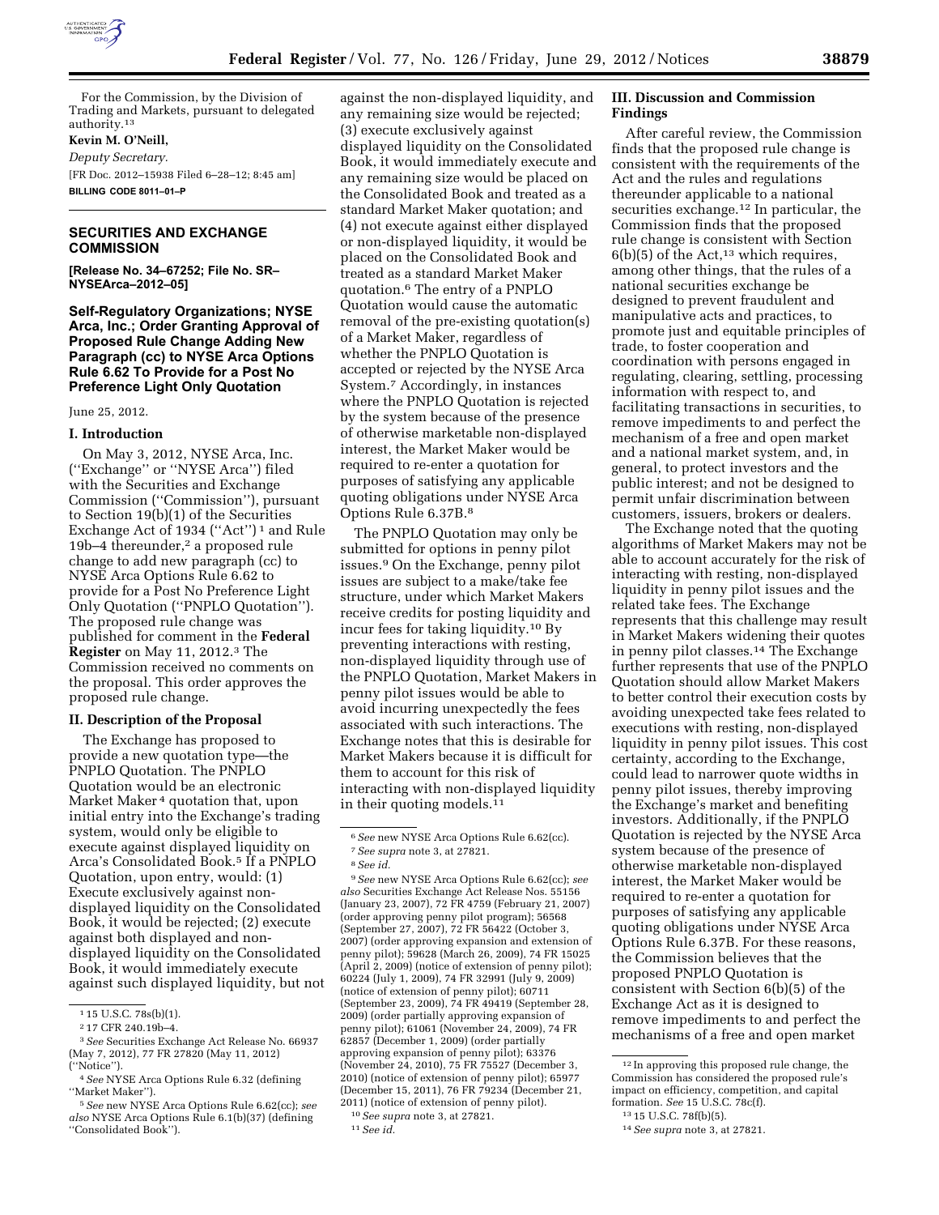For the Commission, by the Division of Trading and Markets, pursuant to delegated authority.[13]

**Kevin M. O'Neill,**

*Deputy Secretary.*

[FR Doc. 2012–15938 Filed 6–28–12; 8:45 am]

**BILLING CODE 8011–01–P**

---

## SECURITIES AND EXCHANGE COMMISSION

**[Release No. 34–67252; File No. SR–NYSEArca–2012–05]**

### Self-Regulatory Organizations; NYSE Arca, Inc.; Order Granting Approval of Proposed Rule Change Adding New Paragraph (cc) to NYSE Arca Options Rule 6.62 To Provide for a Post No Preference Light Only Quotation

June 25, 2012.

#### I. Introduction

On May 3, 2012, NYSE Arca, Inc. (''Exchange'' or ''NYSE Arca'') filed with the Securities and Exchange Commission (''Commission''), pursuant to Section 19(b)(1) of the Securities Exchange Act of 1934 (''Act'')[1] and Rule 19b–4 thereunder,[2] a proposed rule change to add new paragraph (cc) to NYSE Arca Options Rule 6.62 to provide for a Post No Preference Light Only Quotation (''PNPLO Quotation''). The proposed rule change was published for comment in the **Federal Register** on May 11, 2012.[3] The Commission received no comments on the proposal. This order approves the proposed rule change.

#### II. Description of the Proposal

The Exchange has proposed to provide a new quotation type—the PNPLO Quotation. The PNPLO Quotation would be an electronic Market Maker[4] quotation that, upon initial entry into the Exchange's trading system, would only be eligible to execute against displayed liquidity on Arca's Consolidated Book.[5] If a PNPLO Quotation, upon entry, would: (1) Execute exclusively against non-displayed liquidity on the Consolidated Book, it would be rejected; (2) execute against both displayed and non-displayed liquidity on the Consolidated Book, it would immediately execute against such displayed liquidity, but not against the non-displayed liquidity, and any remaining size would be rejected; (3) execute exclusively against displayed liquidity on the Consolidated Book, it would immediately execute and any remaining size would be placed on the Consolidated Book and treated as a standard Market Maker quotation; and (4) not execute against either displayed or non-displayed liquidity, it would be placed on the Consolidated Book and treated as a standard Market Maker quotation.[6] The entry of a PNPLO Quotation would cause the automatic removal of the pre-existing quotation(s) of a Market Maker, regardless of whether the PNPLO Quotation is accepted or rejected by the NYSE Arca System.[7] Accordingly, in instances where the PNPLO Quotation is rejected by the system because of the presence of otherwise marketable non-displayed interest, the Market Maker would be required to re-enter a quotation for purposes of satisfying any applicable quoting obligations under NYSE Arca Options Rule 6.37B.[8]

The PNPLO Quotation may only be submitted for options in penny pilot issues.[9] On the Exchange, penny pilot issues are subject to a make/take fee structure, under which Market Makers receive credits for posting liquidity and incur fees for taking liquidity.[10] By preventing interactions with resting, non-displayed liquidity through use of the PNPLO Quotation, Market Makers in penny pilot issues would be able to avoid incurring unexpectedly the fees associated with such interactions. The Exchange notes that this is desirable for Market Makers because it is difficult for them to account for this risk of interacting with non-displayed liquidity in their quoting models.[11]

#### III. Discussion and Commission Findings

After careful review, the Commission finds that the proposed rule change is consistent with the requirements of the Act and the rules and regulations thereunder applicable to a national securities exchange.[12] In particular, the Commission finds that the proposed rule change is consistent with Section 6(b)(5) of the Act,[13] which requires, among other things, that the rules of a national securities exchange be designed to prevent fraudulent and manipulative acts and practices, to promote just and equitable principles of trade, to foster cooperation and coordination with persons engaged in regulating, clearing, settling, processing information with respect to, and facilitating transactions in securities, to remove impediments to and perfect the mechanism of a free and open market and a national market system, and, in general, to protect investors and the public interest; and not be designed to permit unfair discrimination between customers, issuers, brokers or dealers.

The Exchange noted that the quoting algorithms of Market Makers may not be able to account accurately for the risk of interacting with resting, non-displayed liquidity in penny pilot issues and the related take fees. The Exchange represents that this challenge may result in Market Makers widening their quotes in penny pilot classes.[14] The Exchange further represents that use of the PNPLO Quotation should allow Market Makers to better control their execution costs by avoiding unexpected take fees related to executions with resting, non-displayed liquidity in penny pilot issues. This cost certainty, according to the Exchange, could lead to narrower quote widths in penny pilot issues, thereby improving the Exchange's market and benefiting investors. Additionally, if the PNPLO Quotation is rejected by the NYSE Arca system because of the presence of otherwise marketable non-displayed interest, the Market Maker would be required to re-enter a quotation for purposes of satisfying any applicable quoting obligations under NYSE Arca Options Rule 6.37B. For these reasons, the Commission believes that the proposed PNPLO Quotation is consistent with Section 6(b)(5) of the Exchange Act as it is designed to remove impediments to and perfect the mechanisms of a free and open market

---

[13] 17 CFR 200.30–3(a)(12).

[1] 15 U.S.C. 78s(b)(1).

[2] 17 CFR 240.19b–4.

[3] *See* Securities Exchange Act Release No. 66937 (May 7, 2012), 77 FR 27820 (May 11, 2012) (''Notice'').

[4] *See* NYSE Arca Options Rule 6.32 (defining ''Market Maker'').

[5] *See* new NYSE Arca Options Rule 6.62(cc); *see also* NYSE Arca Options Rule 6.1(b)(37) (defining ''Consolidated Book'').

[6] *See* new NYSE Arca Options Rule 6.62(cc).

[7] *See supra* note 3, at 27821.

[8] *See id.*

[9] *See* new NYSE Arca Options Rule 6.62(cc); *see also* Securities Exchange Act Release Nos. 55156 (January 23, 2007), 72 FR 4759 (February 21, 2007) (order approving penny pilot program); 56568 (September 27, 2007), 72 FR 56422 (October 3, 2007) (order approving expansion and extension of penny pilot); 59628 (March 26, 2009), 74 FR 15025 (April 2, 2009) (notice of extension of penny pilot); 60224 (July 1, 2009), 74 FR 32991 (July 9, 2009) (notice of extension of penny pilot); 60711 (September 23, 2009), 74 FR 49419 (September 28, 2009) (order partially approving expansion of penny pilot); 61061 (November 24, 2009), 74 FR 62857 (December 1, 2009) (order partially approving expansion of penny pilot); 63376 (November 24, 2010), 75 FR 75527 (December 3, 2010) (notice of extension of penny pilot); 65977 (December 15, 2011), 76 FR 79234 (December 21, 2011) (notice of extension of penny pilot).

[10] *See supra* note 3, at 27821.

[11] *See id.*

[12] In approving this proposed rule change, the Commission has considered the proposed rule's impact on efficiency, competition, and capital formation. *See* 15 U.S.C. 78c(f).

[13] 15 U.S.C. 78f(b)(5).

[14] *See supra* note 3, at 27821.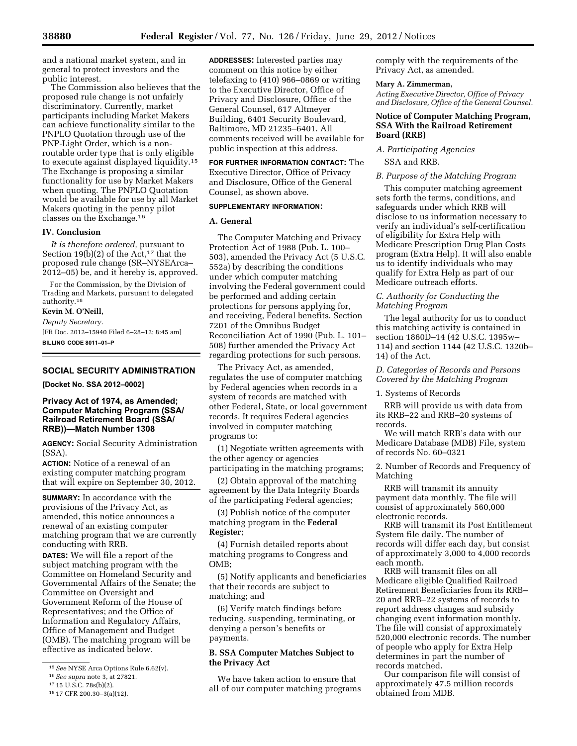and a national market system, and in general to protect investors and the public interest.

The Commission also believes that the proposed rule change is not unfairly discriminatory. Currently, market participants including Market Makers can achieve functionality similar to the PNPLO Quotation through use of the PNP-Light Order, which is a non-routable order type that is only eligible to execute against displayed liquidity.[15] The Exchange is proposing a similar functionality for use by Market Makers when quoting. The PNPLO Quotation would be available for use by all Market Makers quoting in the penny pilot classes on the Exchange.[16]

## IV. Conclusion

*It is therefore ordered,* pursuant to Section 19(b)(2) of the Act,[17] that the proposed rule change (SR–NYSEArca–2012–05) be, and it hereby is, approved.

For the Commission, by the Division of Trading and Markets, pursuant to delegated authority.[18]

**Kevin M. O'Neill,**

*Deputy Secretary.*

[FR Doc. 2012–15940 Filed 6–28–12; 8:45 am]

**BILLING CODE 8011–01–P**

[15] *See* NYSE Arca Options Rule 6.62(v).

[16] *See supra* note 3, at 27821.

[17] 15 U.S.C. 78s(b)(2).

[18] 17 CFR 200.30–3(a)(12).

# SOCIAL SECURITY ADMINISTRATION

**[Docket No. SSA 2012–0002]**

## Privacy Act of 1974, as Amended; Computer Matching Program (SSA/Railroad Retirement Board (SSA/RRB))—Match Number 1308

**AGENCY:** Social Security Administration (SSA).

**ACTION:** Notice of a renewal of an existing computer matching program that will expire on September 30, 2012.

**SUMMARY:** In accordance with the provisions of the Privacy Act, as amended, this notice announces a renewal of an existing computer matching program that we are currently conducting with RRB.

**DATES:** We will file a report of the subject matching program with the Committee on Homeland Security and Governmental Affairs of the Senate; the Committee on Oversight and Government Reform of the House of Representatives; and the Office of Information and Regulatory Affairs, Office of Management and Budget (OMB). The matching program will be effective as indicated below.

**ADDRESSES:** Interested parties may comment on this notice by either telefaxing to (410) 966–0869 or writing to the Executive Director, Office of Privacy and Disclosure, Office of the General Counsel, 617 Altmeyer Building, 6401 Security Boulevard, Baltimore, MD 21235–6401. All comments received will be available for public inspection at this address.

**FOR FURTHER INFORMATION CONTACT:** The Executive Director, Office of Privacy and Disclosure, Office of the General Counsel, as shown above.

**SUPPLEMENTARY INFORMATION:**

### A. General

The Computer Matching and Privacy Protection Act of 1988 (Pub. L. 100–503), amended the Privacy Act (5 U.S.C. 552a) by describing the conditions under which computer matching involving the Federal government could be performed and adding certain protections for persons applying for, and receiving, Federal benefits. Section 7201 of the Omnibus Budget Reconciliation Act of 1990 (Pub. L. 101–508) further amended the Privacy Act regarding protections for such persons.

The Privacy Act, as amended, regulates the use of computer matching by Federal agencies when records in a system of records are matched with other Federal, State, or local government records. It requires Federal agencies involved in computer matching programs to:

(1) Negotiate written agreements with the other agency or agencies participating in the matching programs;

(2) Obtain approval of the matching agreement by the Data Integrity Boards of the participating Federal agencies;

(3) Publish notice of the computer matching program in the **Federal Register**;

(4) Furnish detailed reports about matching programs to Congress and OMB;

(5) Notify applicants and beneficiaries that their records are subject to matching; and

(6) Verify match findings before reducing, suspending, terminating, or denying a person's benefits or payments.

### B. SSA Computer Matches Subject to the Privacy Act

We have taken action to ensure that all of our computer matching programs comply with the requirements of the Privacy Act, as amended.

**Mary A. Zimmerman,**

*Acting Executive Director, Office of Privacy and Disclosure, Office of the General Counsel.*

## Notice of Computer Matching Program, SSA With the Railroad Retirement Board (RRB)

*A. Participating Agencies*

SSA and RRB.

*B. Purpose of the Matching Program*

This computer matching agreement sets forth the terms, conditions, and safeguards under which RRB will disclose to us information necessary to verify an individual's self-certification of eligibility for Extra Help with Medicare Prescription Drug Plan Costs program (Extra Help). It will also enable us to identify individuals who may qualify for Extra Help as part of our Medicare outreach efforts.

*C. Authority for Conducting the Matching Program*

The legal authority for us to conduct this matching activity is contained in section 1860D–14 (42 U.S.C. 1395w–114) and section 1144 (42 U.S.C. 1320b–14) of the Act.

*D. Categories of Records and Persons Covered by the Matching Program*

1. Systems of Records

RRB will provide us with data from its RRB–22 and RRB–20 systems of records.

We will match RRB's data with our Medicare Database (MDB) File, system of records No. 60–0321

2. Number of Records and Frequency of Matching

RRB will transmit its annuity payment data monthly. The file will consist of approximately 560,000 electronic records.

RRB will transmit its Post Entitlement System file daily. The number of records will differ each day, but consist of approximately 3,000 to 4,000 records each month.

RRB will transmit files on all Medicare eligible Qualified Railroad Retirement Beneficiaries from its RRB–20 and RRB–22 systems of records to report address changes and subsidy changing event information monthly. The file will consist of approximately 520,000 electronic records. The number of people who apply for Extra Help determines in part the number of records matched.

Our comparison file will consist of approximately 47.5 million records obtained from MDB.